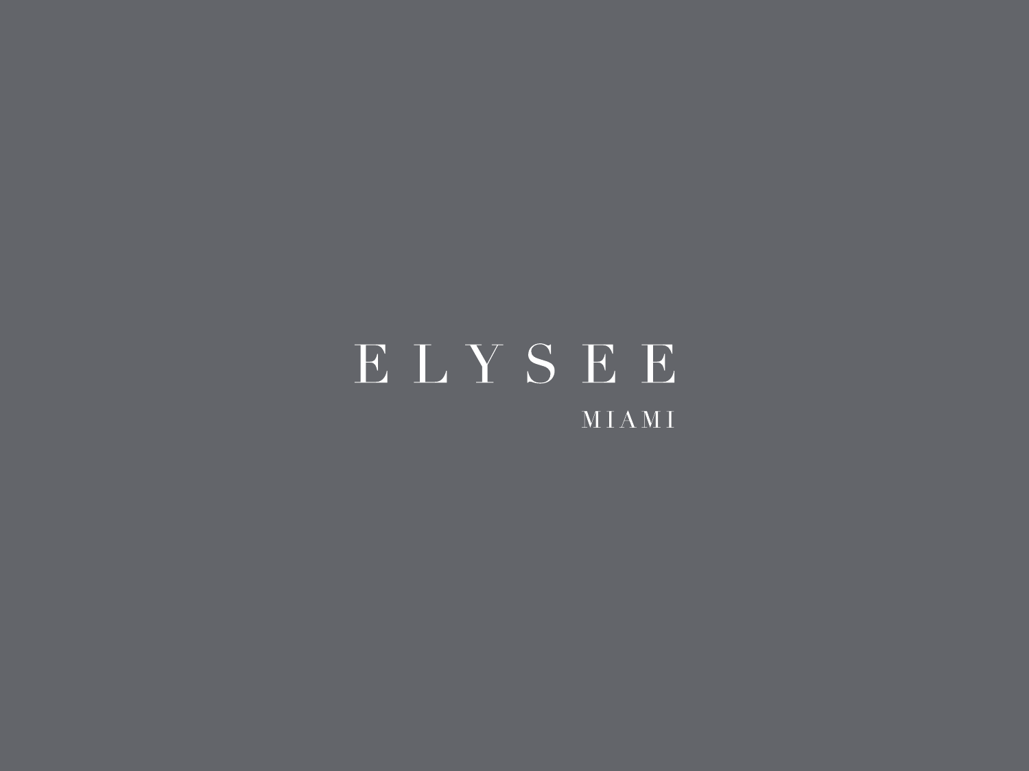# ELYSEE

MIAMI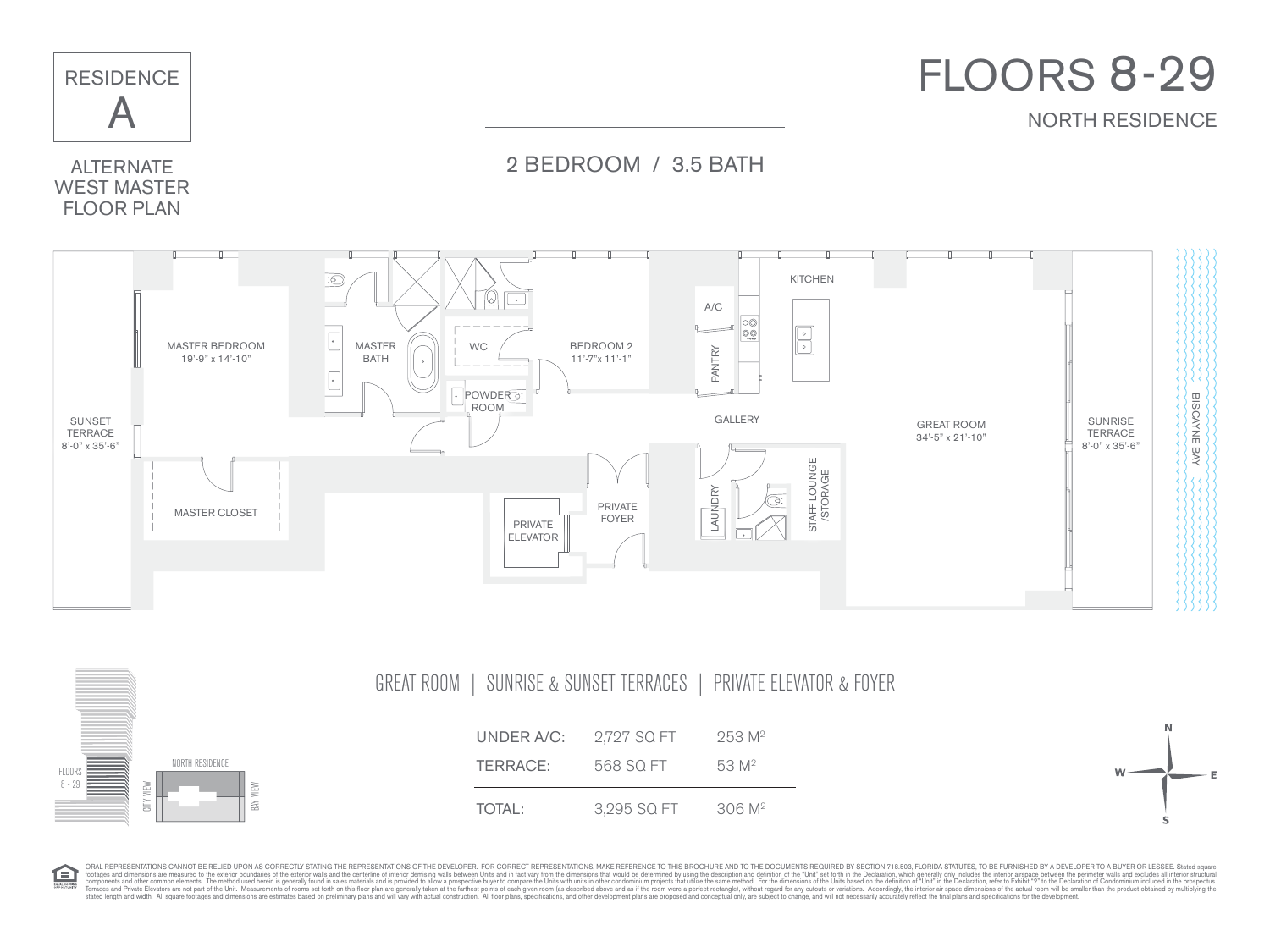# RESIDENCE A

ALTERNATE WEST MASTER FLOOR PLAN

# FLOORS 8-29

NORTH RESIDENCE

## 2 BEDROOM / 3.5 BATH

MASTER BEDROOM 19'-9" x 14'-10"

MASTER BATH

WC

BEDROOM 2 11'-7"x 11'-1"

POWDER ROOM

A/C

PANTRY

KITCHEN

GALLERY

GREAT ROOM 34'-5" x 21'-10"

SUNSET TERRACE 8'-0" x 35'-6"

SUNRISE TERRACE 8'-0" x 35'-6"

BISCAYNE BAY

MASTER CLOSET

PRIVATE ELEVATOR

PRIVATE FOYER

LAUNDRY

STAFF LOUNGE /STORAGE

GREAT ROOM | SUNRISE & SUNSET TERRACES | PRIVATE ELEVATOR & FOYER

| | | |
|---|---|---|
| UNDER A/C: | 2,727 SQ FT | 253 $M^2$ |
| TERRACE: | 568 SQ FT | 53 $M^2$ |
| TOTAL: | 3,295 SQ FT | 306 $M^2$ |

FLOORS 8 - 29

NORTH RESIDENCE

CITY VIEW

BAY VIEW

N E S W

ORAL REPRESENTATIONS CANNOT BE RELIED UPON AS CORRECTLY STATING THE REPRESENTATIONS OF THE DEVELOPER. FOR CORRECT REPRESENTATIONS, MAKE REFERENCE TO THIS BROCHURE AND TO THE DOCUMENTS REQUIRED BY SECTION 718.503, FLORIDA STATUTES, TO BE FURNISHED BY A DEVELOPER TO A BUYER OR LESSEE. Stated square footages and dimensions are measured to the exterior boundaries of the exterior walls and the centerline of interior demising walls between Units and in fact vary from the dimensions that would be determined by using the description and definition of the "Unit" set forth in the Declaration, which generally only includes the interior airspace between the perimeter walls and excludes all interior structural components and other common elements. The method used herein is generally found in sales materials and is provided to allow a prospective buyer to compare the Units with units in other condominium projects that utilize the same method. For the dimensions of the Units based on the definition of "Unit" in the Declaration, refer to Exhibit "2" to the Declaration of Condominium included in the prospectus. Terraces and Private Elevators are not part of the Unit. Measurements of rooms set forth on this floor plan are generally taken at the farthest points of each given room (as described above and as if the room were a perfect rectangle), without regard for any cutouts or variations. Accordingly, the interior air space dimensions of the actual room will be smaller than the product obtained by multiplying the stated length and width. All square footages and dimensions are estimates based on preliminary plans and will vary with actual construction. All floor plans, specifications, and other development plans are proposed and conceptual only, are subject to change, and will not necessarily accurately reflect the final plans and specifications for the development.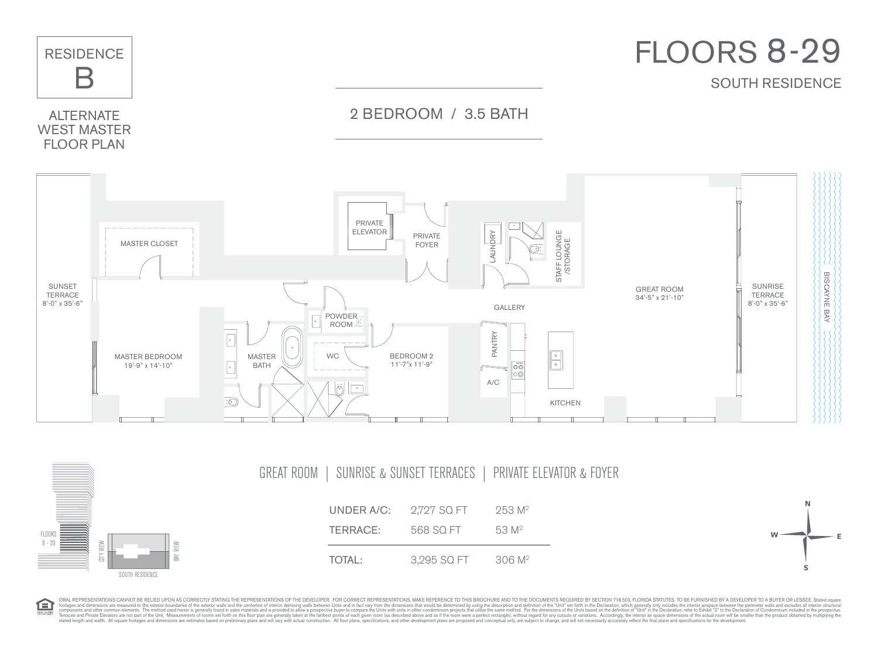# RESIDENCE B

ALTERNATE WEST MASTER FLOOR PLAN

# FLOORS 8-29

SOUTH RESIDENCE

## 2 BEDROOM / 3.5 BATH

MASTER CLOSET

PRIVATE ELEVATOR

PRIVATE FOYER

LAUNDRY

STAFF LOUNGE /STORAGE

SUNSET TERRACE 8'-0" x 35'-6"

GREAT ROOM 34'-5" x 21'-10"

SUNRISE TERRACE 8'-0" x 35'-6"

BISCAYNE BAY

GALLERY

POWDER ROOM

MASTER BEDROOM 19'-9" x 14'-10"

MASTER BATH

WC

BEDROOM 2 11'-7" x 11'-9"

PANTRY

A/C

KITCHEN

GREAT ROOM | SUNRISE & SUNSET TERRACES | PRIVATE ELEVATOR & FOYER

| | | |
|---|---|---|
| UNDER A/C: | 2,727 SQ FT | 253 $M^2$ |
| TERRACE: | 568 SQ FT | 53 $M^2$ |
| TOTAL: | 3,295 SQ FT | 306 $M^2$ |

FLOORS 8 - 29

CITY VIEW

BAY VIEW

SOUTH RESIDENCE

N W E S

ORAL REPRESENTATIONS CANNOT BE RELIED UPON AS CORRECTLY STATING THE REPRESENTATIONS OF THE DEVELOPER. FOR CORRECT REPRESENTATIONS, MAKE REFERENCE TO THIS BROCHURE AND TO THE DOCUMENTS REQUIRED BY SECTION 718.503, FLORIDA STATUTES, TO BE FURNISHED BY A DEVELOPER TO A BUYER OR LESSEE. Stated square footages and dimensions are measured to the exterior boundaries of the exterior walls and the centerline of interior demising walls between Units and in fact vary from the dimensions that would be determined by using the description and definition of the "Unit" set forth in the Declaration, which generally only includes the interior airspace between the perimeter walls and excludes all interior structural components and other common elements. The method used herein is generally found in sales materials and is provided to allow a prospective buyer to compare the Units with units in other condominium projects that utilize the same method. For the dimensions of the Units based on the definition of "Unit" in the Declaration, refer to Exhibit "2" to the Declaration of Condominium included in the prospectus. Terraces and Private Elevators are not part of the Unit. Measurements of rooms set forth on this floor plan are generally taken at the farthest points of each given room (as described above and as if the room were a perfect rectangle), without regard for any cutouts or variations. Accordingly, the interior air space dimensions of the actual room will be smaller than the product obtained by multiplying the stated length and width. All square footages and dimensions are estimates based on preliminary plans and will vary with actual construction. All floor plans, specifications, and other development plans are proposed and conceptual only, are subject to change, and will not necessarily accurately reflect the final plans and specifications for the development.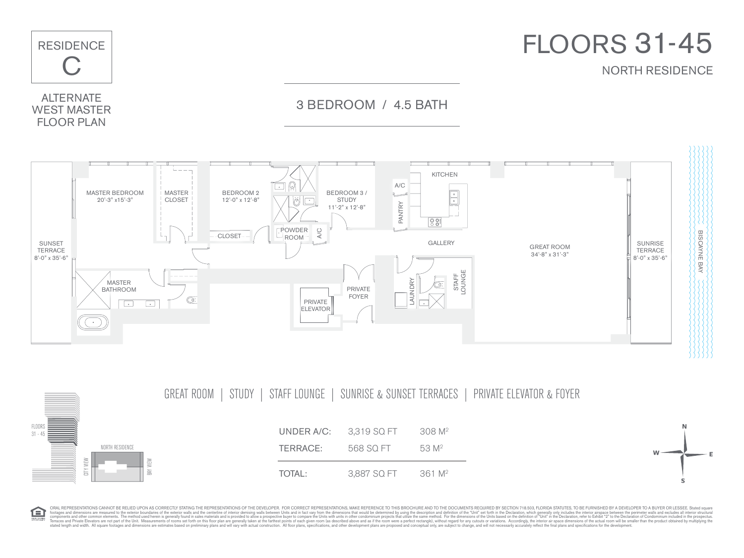# RESIDENCE C

ALTERNATE WEST MASTER FLOOR PLAN

# FLOORS 31-45

NORTH RESIDENCE

## 3 BEDROOM / 4.5 BATH

SUNSET TERRACE 8'-0" x 35'-6"

MASTER BEDROOM 20'-3" x15'-3"

MASTER CLOSET

MASTER BATHROOM

BEDROOM 2 12'-0" x 12'-8"

CLOSET

POWDER ROOM

A/C

BEDROOM 3 / STUDY 11'-2" x 12'-8"

PRIVATE ELEVATOR

PRIVATE FOYER

A/C

PANTRY

KITCHEN

GALLERY

LAUNDRY

STAFF LOUNGE

GREAT ROOM 34'-8" x 31'-3"

SUNRISE TERRACE 8'-0" x 35'-6"

BISCAYNE BAY

GREAT ROOM | STUDY | STAFF LOUNGE | SUNRISE & SUNSET TERRACES | PRIVATE ELEVATOR & FOYER

FLOORS 31 - 45

NORTH RESIDENCE

CITY VIEW

BAY VIEW

| | | |
|---|---|---|
| UNDER A/C: | 3,319 SQ FT | 308 M² |
| TERRACE: | 568 SQ FT | 53 M² |
| TOTAL: | 3,887 SQ FT | 361 M² |

N W E S

ORAL REPRESENTATIONS CANNOT BE RELIED UPON AS CORRECTLY STATING THE REPRESENTATIONS OF THE DEVELOPER. FOR CORRECT REPRESENTATIONS, MAKE REFERENCE TO THIS BROCHURE AND TO THE DOCUMENTS REQUIRED BY SECTION 718.503, FLORIDA STATUTES, TO BE FURNISHED BY A DEVELOPER TO A BUYER OR LESSEE. Stated square footages and dimensions are measured to the exterior boundaries of the exterior walls and the centerline of interior demising walls between Units and in fact vary from the dimensions that would be determined by using the description and definition of the "Unit" set forth in the Declaration, which generally only includes the interior airspace between the perimeter walls and excludes all interior structural components and other common elements. The method used herein is generally found in sales materials and is provided to allow a prospective buyer to compare the Units with units in other condominium projects that utilize the same method. For the dimensions of the Units based on the definition of "Unit" in the Declaration, refer to Exhibit "2" to the Declaration of Condominium included in the prospectus. Terraces and Private Elevators are not part of the Unit. Measurements of rooms set forth on this floor plan are generally taken at the farthest points of each given room (as described above and as if the room were a perfect rectangle), without regard for any cutouts or variations. Accordingly, the interior air space dimensions of the actual room will be smaller than the product obtained by multiplying the stated length and width. All square footages and dimensions are estimates based on preliminary plans and will vary with actual construction. All floor plans, specifications, and other development plans are proposed and conceptual only, are subject to change, and will not necessarily accurately reflect the final plans and specifications for the development.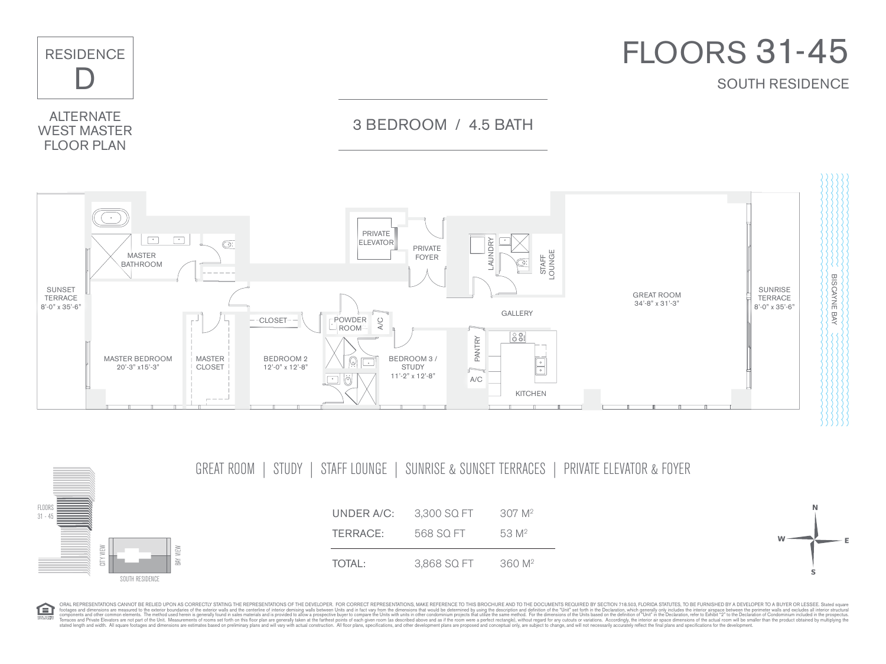RESIDENCE
# D

ALTERNATE WEST MASTER FLOOR PLAN

# FLOORS 31-45

SOUTH RESIDENCE

## 3 BEDROOM / 4.5 BATH

SUNSET TERRACE 8'-0" x 35'-6"

MASTER BATHROOM

MASTER BEDROOM 20'-3" x15'-3"

MASTER CLOSET

CLOSET

BEDROOM 2 12'-0" x 12'-8"

POWDER ROOM

A/C

BEDROOM 3 / STUDY 11'-2" x 12'-8"

PRIVATE ELEVATOR

PRIVATE FOYER

LAUNDRY

STAFF LOUNGE

GALLERY

PANTRY

A/C

KITCHEN

GREAT ROOM 34'-8" x 31'-3"

SUNRISE TERRACE 8'-0" x 35'-6"

BISCAYNE BAY

GREAT ROOM | STUDY | STAFF LOUNGE | SUNRISE & SUNSET TERRACES | PRIVATE ELEVATOR & FOYER

| | | |
|---|---|---|
| UNDER A/C: | 3,300 SQ FT | 307 M² |
| TERRACE: | 568 SQ FT | 53 M² |
| TOTAL: | 3,868 SQ FT | 360 M² |

FLOORS 31 - 45

CITY VIEW

BAY VIEW

SOUTH RESIDENCE

N W E S

ORAL REPRESENTATIONS CANNOT BE RELIED UPON AS CORRECTLY STATING THE REPRESENTATIONS OF THE DEVELOPER. FOR CORRECT REPRESENTATIONS, MAKE REFERENCE TO THIS BROCHURE AND TO THE DOCUMENTS REQUIRED BY SECTION 718.503, FLORIDA STATUTES, TO BE FURNISHED BY A DEVELOPER TO A BUYER OR LESSEE. Stated square footages and dimensions are measured to the exterior boundaries of the exterior walls and the centerline of interior demising walls between Units and in fact vary from the dimensions that would be determined by using the description and definition of the "Unit" set forth in the Declaration, which generally only includes the interior airspace between the perimeter walls and excludes all interior structural components and other common elements. The method used herein is generally found in sales materials and is provided to allow a prospective buyer to compare the Units with units in other condominium projects that utilize the same method. For the dimensions of the Units based on the definition of "Unit" in the Declaration, refer to Exhibit "2" to the Declaration of Condominium included in the prospectus. Terraces and Private Elevators are not part of the Unit. Measurements of rooms set forth on this floor plan are generally taken at the farthest points of each given room (as described above and as if the room were a perfect rectangle), without regard for any cutouts or variations. Accordingly, the interior air space dimensions of the actual room will be smaller than the product obtained by multiplying the stated length and width. All square footages and dimensions are estimates based on preliminary plans and will vary with actual construction. All floor plans, specifications, and other development plans are proposed and conceptual only, are subject to change, and will not necessarily accurately reflect the final plans and specifications for the development.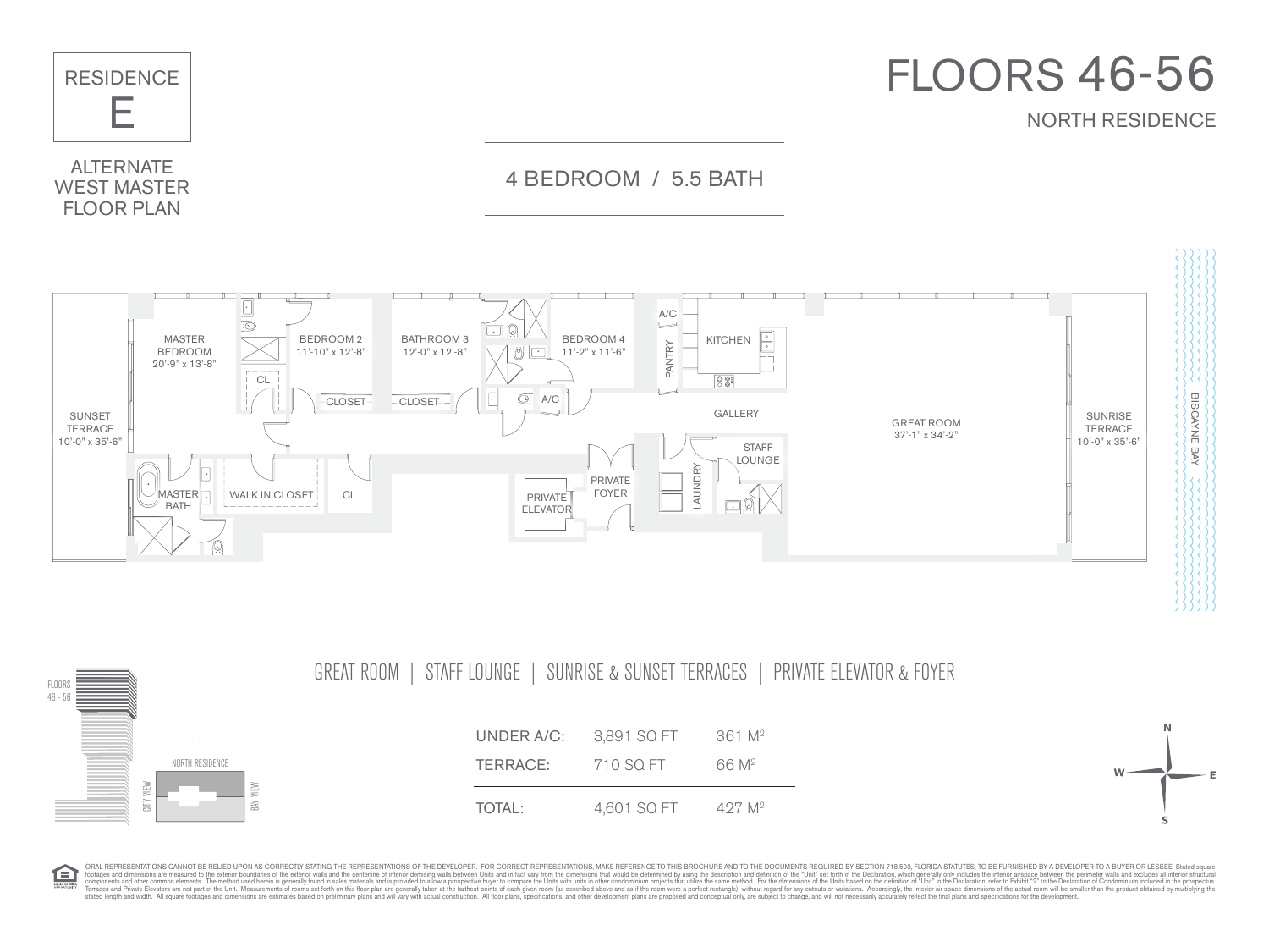RESIDENCE E

ALTERNATE WEST MASTER FLOOR PLAN

# FLOORS 46-56

NORTH RESIDENCE

## 4 BEDROOM / 5.5 BATH

MASTER BEDROOM 20'-9" x 13'-8"

BEDROOM 2 11'-10" x 12'-8"

BATHROOM 3 12'-0" x 12'-8"

BEDROOM 4 11'-2" x 11'-6"

SUNSET TERRACE 10'-0" x 35'-6"

GREAT ROOM 37'-1" x 34'-2"

SUNRISE TERRACE 10'-0" x 35'-6"

MASTER BATH | WALK IN CLOSET | CL | CLOSET | A/C | PANTRY | KITCHEN | GALLERY | STAFF LOUNGE | LAUNDRY | PRIVATE FOYER | PRIVATE ELEVATOR

BISCAYNE BAY

GREAT ROOM | STAFF LOUNGE | SUNRISE & SUNSET TERRACES | PRIVATE ELEVATOR & FOYER

FLOORS 46 - 56

NORTH RESIDENCE

CITY VIEW | BAY VIEW

| | | |
|---|---|---|
| UNDER A/C: | 3,891 SQ FT | 361 M² |
| TERRACE: | 710 SQ FT | 66 M² |
| TOTAL: | 4,601 SQ FT | 427 M² |

N E S W

ORAL REPRESENTATIONS CANNOT BE RELIED UPON AS CORRECTLY STATING THE REPRESENTATIONS OF THE DEVELOPER. FOR CORRECT REPRESENTATIONS, MAKE REFERENCE TO THIS BROCHURE AND TO THE DOCUMENTS REQUIRED BY SECTION 718.503, FLORIDA STATUTES, TO BE FURNISHED BY A DEVELOPER TO A BUYER OR LESSEE. Stated square footages and dimensions are measured to the exterior boundaries of the exterior walls and the centerline of interior demising walls between Units and in fact vary from the dimensions that would be determined by using the description and definition of the "Unit" set forth in the Declaration, which generally only includes the interior airspace between the perimeter walls and excludes all interior structural components and other common elements. The method used herein is generally found in sales materials and is provided to allow a prospective buyer to compare the Units with units in other condominium projects that utilize the same method. For the dimensions of the Units based on the definition of "Unit" in the Declaration, refer to Exhibit "2" to the Declaration of Condominium included in the prospectus. Terraces and Private Elevators are not part of the Unit. Measurements of rooms set forth on this floor plan are generally taken at the farthest points of each given room (as described above and as if the room were a perfect rectangle), without regard for any cutouts or variations. Accordingly, the interior air space dimensions of the actual room will be smaller than the product obtained by multiplying the stated length and width. All square footages and dimensions are estimates based on preliminary plans and will vary with actual construction. All floor plans, specifications, and other development plans are proposed and conceptual only, are subject to change, and will not necessarily accurately reflect the final plans and specifications for the development.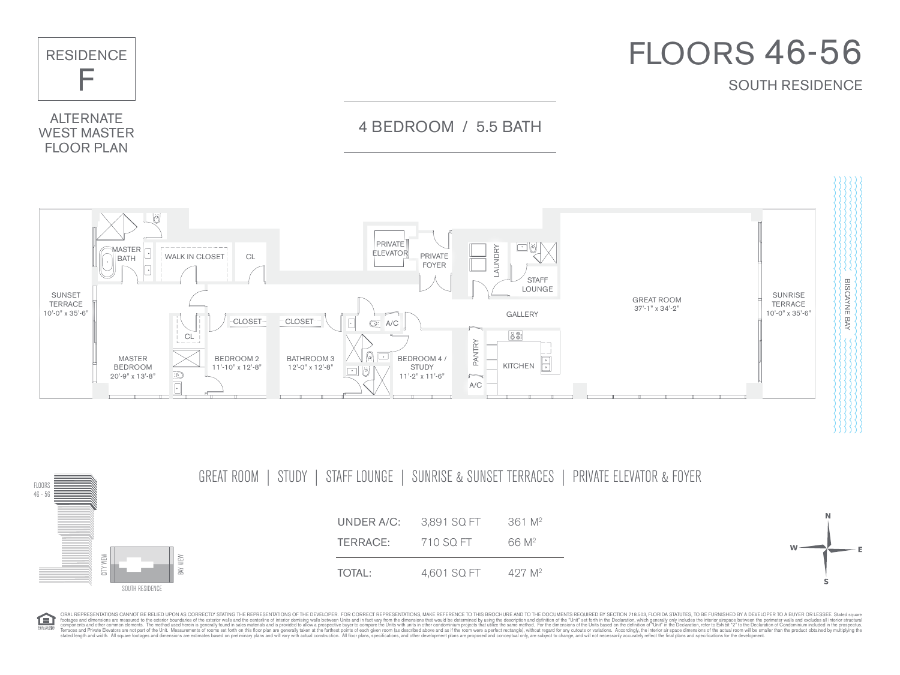# RESIDENCE F

ALTERNATE WEST MASTER FLOOR PLAN

# FLOORS 46-56

SOUTH RESIDENCE

## 4 BEDROOM / 5.5 BATH

MASTER BATH

WALK IN CLOSET

CL

PRIVATE ELEVATOR

PRIVATE FOYER

LAUNDRY

STAFF LOUNGE

SUNSET TERRACE
10'-0" x 35'-6"

GREAT ROOM
37'-1" x 34'-2"

SUNRISE TERRACE
10'-0" x 35'-6"

BISCAYNE BAY

CLOSET

CLOSET

A/C

GALLERY

CL

MASTER BEDROOM
20'-9" x 13'-8"

BEDROOM 2
11'-10" x 12'-8"

BATHROOM 3
12'-0" x 12'-8"

BEDROOM 4 / STUDY
11'-2" x 11'-6"

PANTRY

KITCHEN

A/C

GREAT ROOM | STUDY | STAFF LOUNGE | SUNRISE & SUNSET TERRACES | PRIVATE ELEVATOR & FOYER

FLOORS 46 - 56

CITY VIEW

BAY VIEW

SOUTH RESIDENCE

| | | |
|---|---|---|
| UNDER A/C: | 3,891 SQ FT | 361 $M^2$ |
| TERRACE: | 710 SQ FT | 66 $M^2$ |
| TOTAL: | 4,601 SQ FT | 427 $M^2$ |

N

W

E

S

ORAL REPRESENTATIONS CANNOT BE RELIED UPON AS CORRECTLY STATING THE REPRESENTATIONS OF THE DEVELOPER. FOR CORRECT REPRESENTATIONS, MAKE REFERENCE TO THIS BROCHURE AND TO THE DOCUMENTS REQUIRED BY SECTION 718.503, FLORIDA STATUTES, TO BE FURNISHED BY A DEVELOPER TO A BUYER OR LESSEE. Stated square footages and dimensions are measured to the exterior boundaries of the exterior walls and the centerline of interior demising walls between Units and in fact vary from the dimensions that would be determined by using the description and definition of the "Unit" set forth in the Declaration, which generally only includes the interior airspace between the perimeter walls and excludes all interior structural components and other common elements. The method used herein is generally found in sales materials and is provided to allow a prospective buyer to compare the Units with units in other condominium projects that utilize the same method. For the dimensions of the Units based on the definition of "Unit" in the Declaration, refer to Exhibit "2" to the Declaration of Condominium included in the prospectus. Terraces and Private Elevators are not part of the Unit. Measurements of rooms set forth on this floor plan are generally taken at the farthest points of each given room (as described above and as if the room were a perfect rectangle), without regard for any cutouts or variations. Accordingly, the interior air space dimensions of the actual room will be smaller than the product obtained by multiplying the stated length and width. All square footages and dimensions are estimates based on preliminary plans and will vary with actual construction. All floor plans, specifications, and other development plans are proposed and conceptual only, are subject to change, and will not necessarily accurately reflect the final plans and specifications for the development.